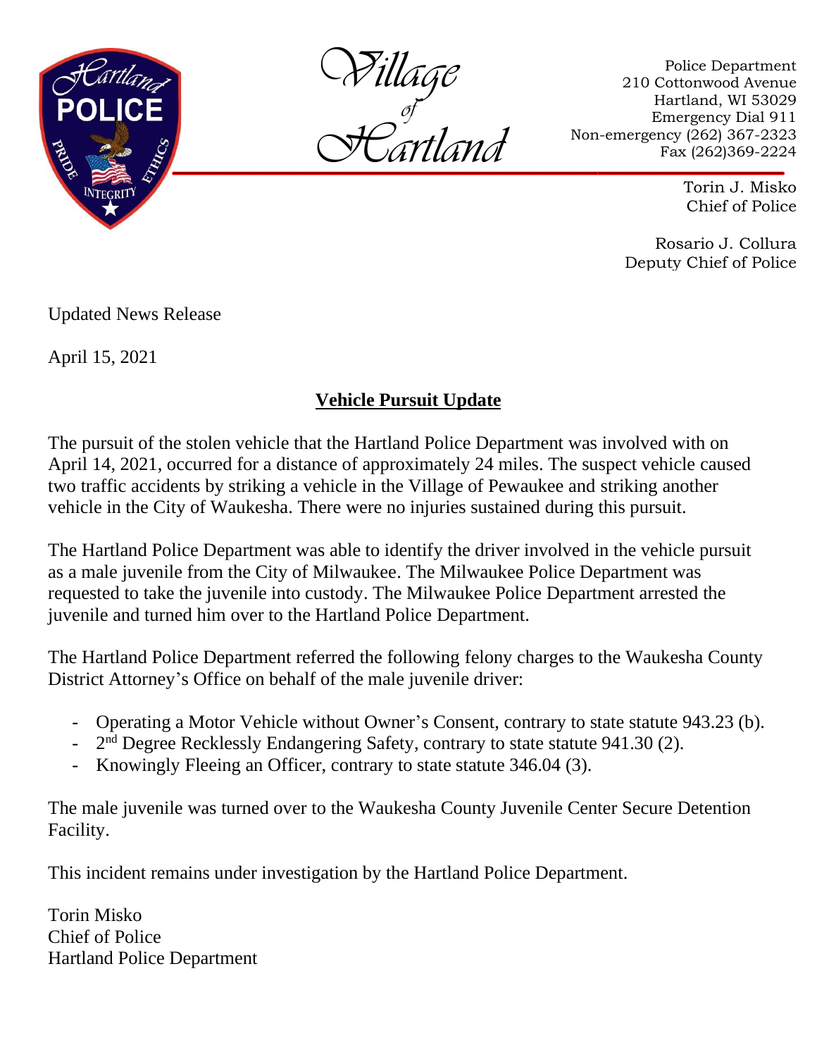Village of Hartland

Police Department
210 Cottonwood Avenue
Hartland, WI 53029
Emergency Dial 911
Non-emergency (262) 367-2323
Fax (262)369-2224

Torin J. Misko
Chief of Police

Rosario J. Collura
Deputy Chief of Police

Updated News Release

April 15, 2021

## Vehicle Pursuit Update

The pursuit of the stolen vehicle that the Hartland Police Department was involved with on April 14, 2021, occurred for a distance of approximately 24 miles. The suspect vehicle caused two traffic accidents by striking a vehicle in the Village of Pewaukee and striking another vehicle in the City of Waukesha. There were no injuries sustained during this pursuit.

The Hartland Police Department was able to identify the driver involved in the vehicle pursuit as a male juvenile from the City of Milwaukee. The Milwaukee Police Department was requested to take the juvenile into custody. The Milwaukee Police Department arrested the juvenile and turned him over to the Hartland Police Department.

The Hartland Police Department referred the following felony charges to the Waukesha County District Attorney's Office on behalf of the male juvenile driver:

- Operating a Motor Vehicle without Owner's Consent, contrary to state statute 943.23 (b).
- 2nd Degree Recklessly Endangering Safety, contrary to state statute 941.30 (2).
- Knowingly Fleeing an Officer, contrary to state statute 346.04 (3).

The male juvenile was turned over to the Waukesha County Juvenile Center Secure Detention Facility.

This incident remains under investigation by the Hartland Police Department.

Torin Misko
Chief of Police
Hartland Police Department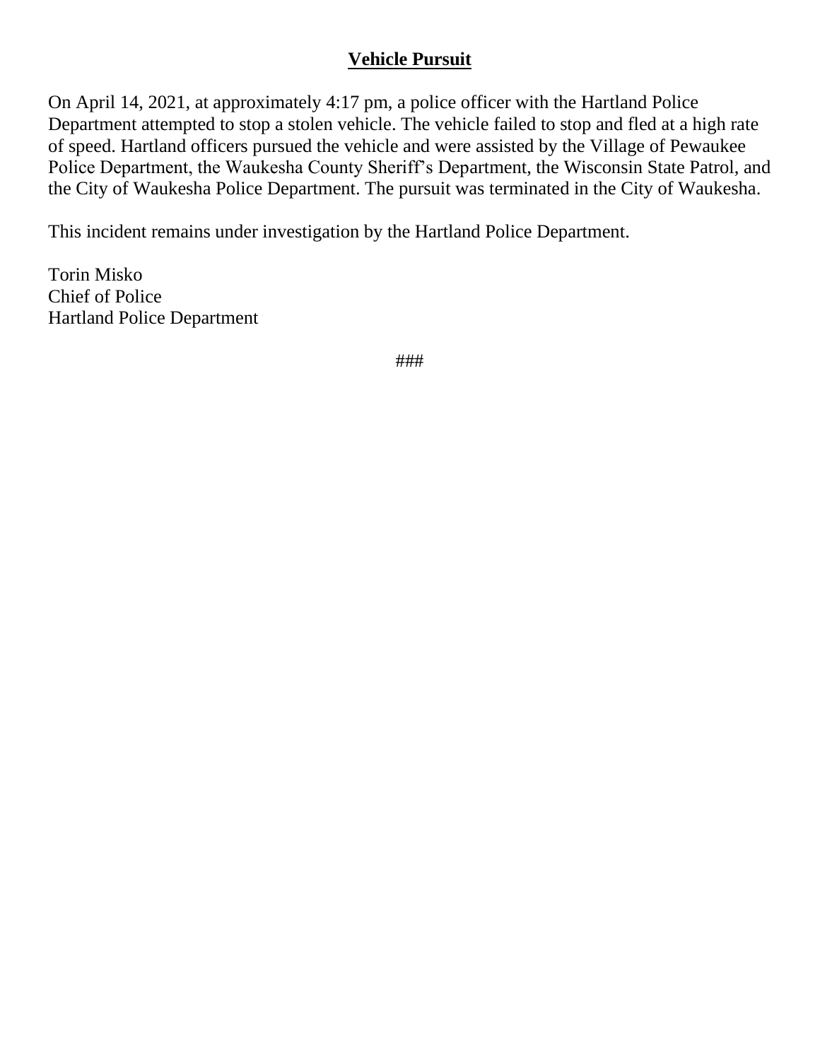## **Vehicle Pursuit**

On April 14, 2021, at approximately 4:17 pm, a police officer with the Hartland Police Department attempted to stop a stolen vehicle. The vehicle failed to stop and fled at a high rate of speed. Hartland officers pursued the vehicle and were assisted by the Village of Pewaukee Police Department, the Waukesha County Sheriff's Department, the Wisconsin State Patrol, and the City of Waukesha Police Department. The pursuit was terminated in the City of Waukesha.

This incident remains under investigation by the Hartland Police Department.

Torin Misko
Chief of Police
Hartland Police Department

###